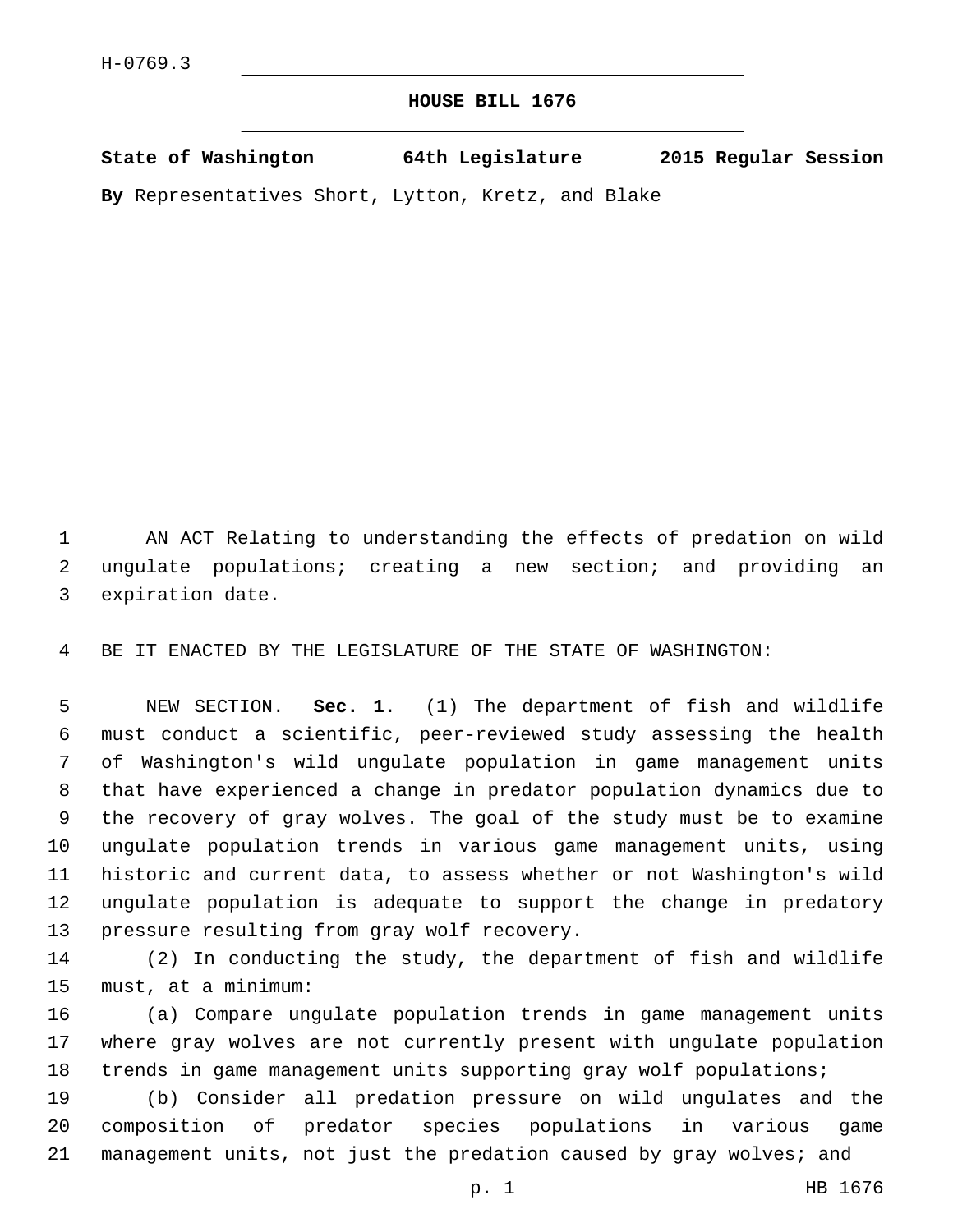H-0769.3

# HOUSE BILL 1676

**State of Washington 64th Legislature 2015 Regular Session**

**By** Representatives Short, Lytton, Kretz, and Blake

AN ACT Relating to understanding the effects of predation on wild ungulate populations; creating a new section; and providing an expiration date.

BE IT ENACTED BY THE LEGISLATURE OF THE STATE OF WASHINGTON:

NEW SECTION. **Sec. 1.** (1) The department of fish and wildlife must conduct a scientific, peer-reviewed study assessing the health of Washington's wild ungulate population in game management units that have experienced a change in predator population dynamics due to the recovery of gray wolves. The goal of the study must be to examine ungulate population trends in various game management units, using historic and current data, to assess whether or not Washington's wild ungulate population is adequate to support the change in predatory pressure resulting from gray wolf recovery.

(2) In conducting the study, the department of fish and wildlife must, at a minimum:

(a) Compare ungulate population trends in game management units where gray wolves are not currently present with ungulate population trends in game management units supporting gray wolf populations;

(b) Consider all predation pressure on wild ungulates and the composition of predator species populations in various game management units, not just the predation caused by gray wolves; and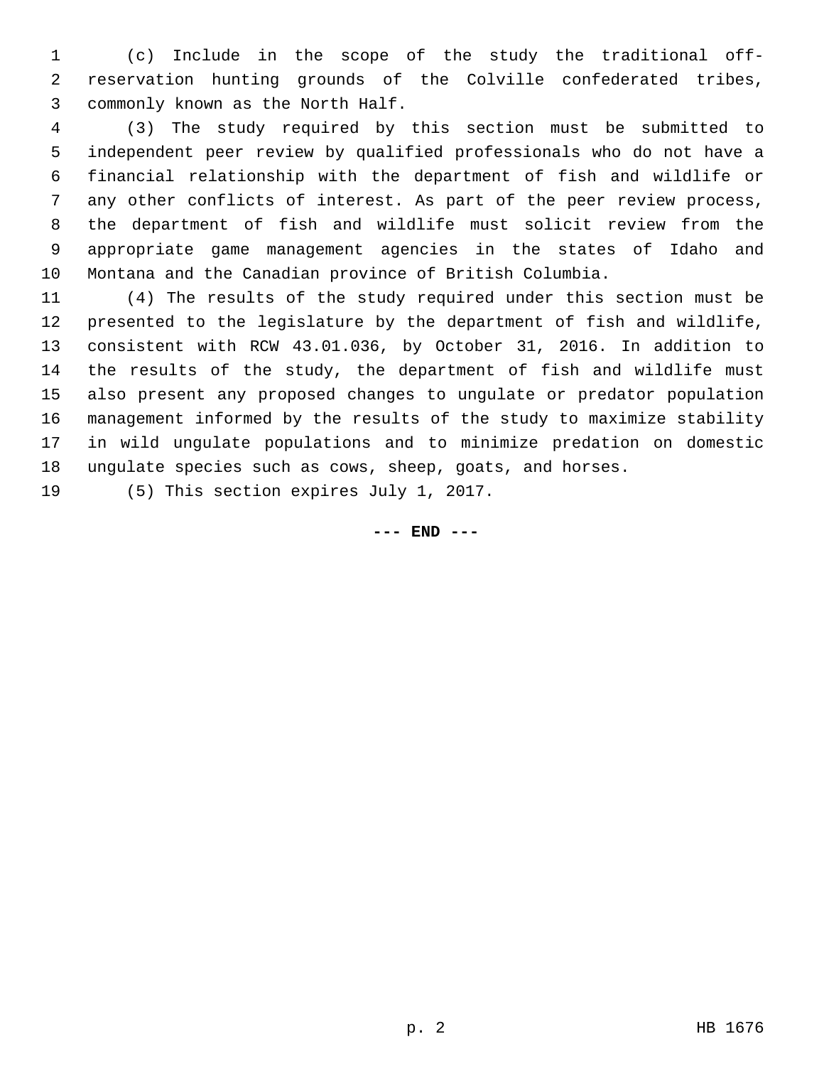(c) Include in the scope of the study the traditional off-reservation hunting grounds of the Colville confederated tribes, commonly known as the North Half.

(3) The study required by this section must be submitted to independent peer review by qualified professionals who do not have a financial relationship with the department of fish and wildlife or any other conflicts of interest. As part of the peer review process, the department of fish and wildlife must solicit review from the appropriate game management agencies in the states of Idaho and Montana and the Canadian province of British Columbia.

(4) The results of the study required under this section must be presented to the legislature by the department of fish and wildlife, consistent with RCW 43.01.036, by October 31, 2016. In addition to the results of the study, the department of fish and wildlife must also present any proposed changes to ungulate or predator population management informed by the results of the study to maximize stability in wild ungulate populations and to minimize predation on domestic ungulate species such as cows, sheep, goats, and horses.

(5) This section expires July 1, 2017.

**--- END ---**